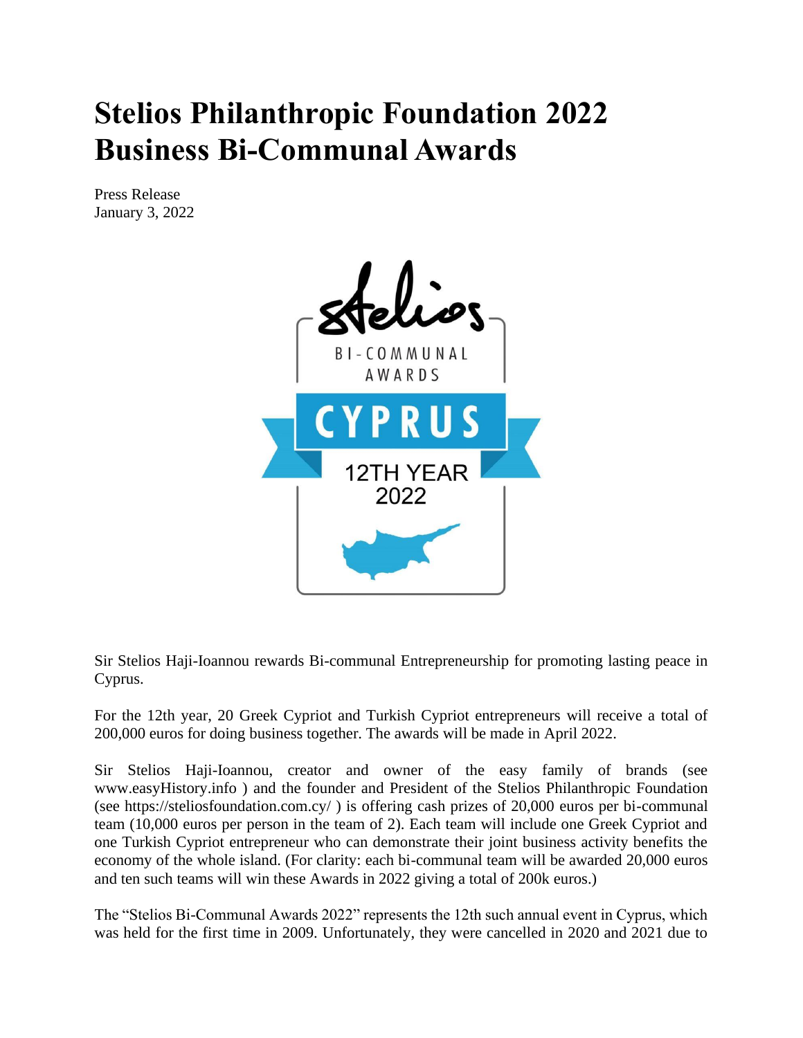# Stelios Philanthropic Foundation 2022 Business Bi-Communal Awards

Press Release
January 3, 2022

Sir Stelios Haji-Ioannou rewards Bi-communal Entrepreneurship for promoting lasting peace in Cyprus.

For the 12th year, 20 Greek Cypriot and Turkish Cypriot entrepreneurs will receive a total of 200,000 euros for doing business together. The awards will be made in April 2022.

Sir Stelios Haji-Ioannou, creator and owner of the easy family of brands (see www.easyHistory.info ) and the founder and President of the Stelios Philanthropic Foundation (see https://steliosfoundation.com.cy/ ) is offering cash prizes of 20,000 euros per bi-communal team (10,000 euros per person in the team of 2). Each team will include one Greek Cypriot and one Turkish Cypriot entrepreneur who can demonstrate their joint business activity benefits the economy of the whole island. (For clarity: each bi-communal team will be awarded 20,000 euros and ten such teams will win these Awards in 2022 giving a total of 200k euros.)

The "Stelios Bi-Communal Awards 2022" represents the 12th such annual event in Cyprus, which was held for the first time in 2009. Unfortunately, they were cancelled in 2020 and 2021 due to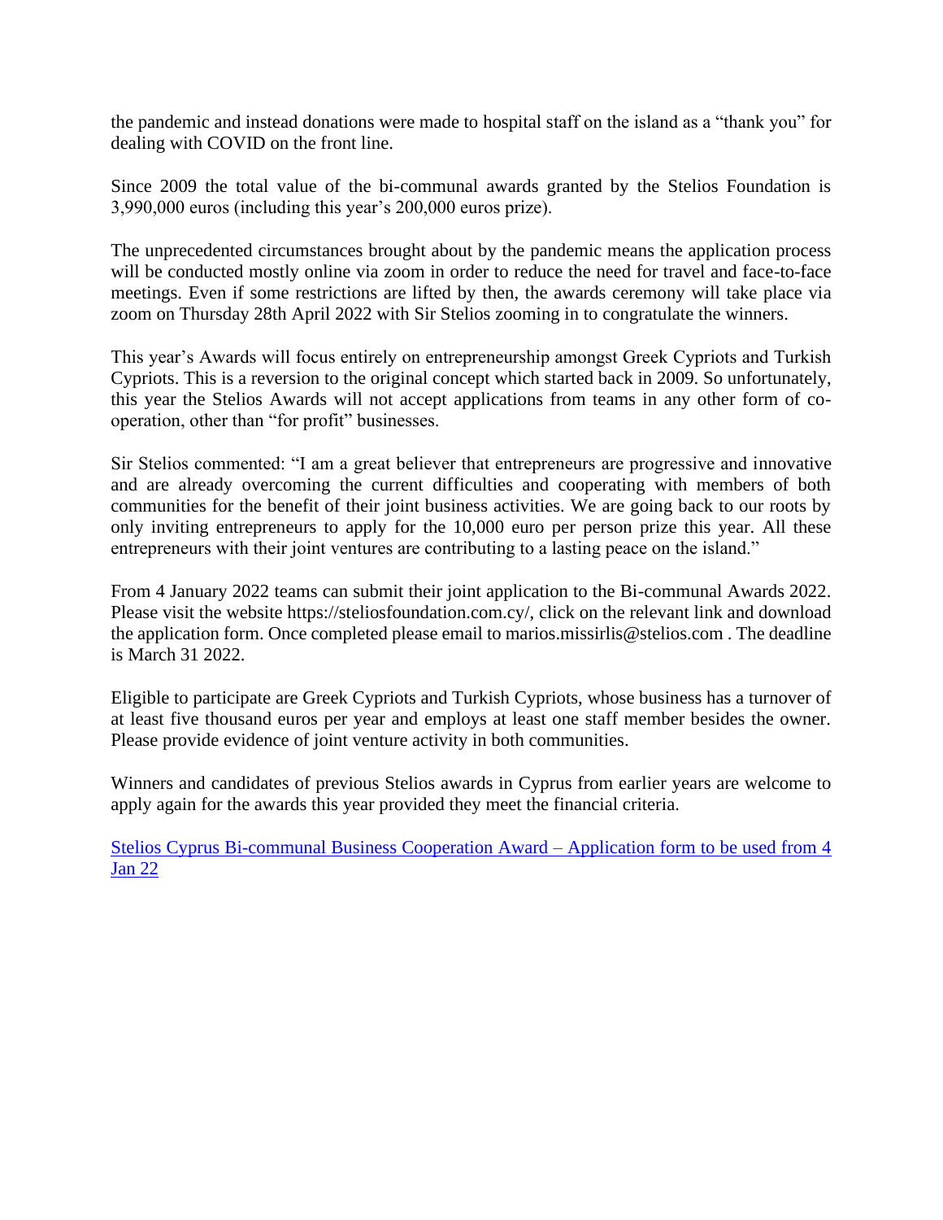the pandemic and instead donations were made to hospital staff on the island as a "thank you" for dealing with COVID on the front line.

Since 2009 the total value of the bi-communal awards granted by the Stelios Foundation is 3,990,000 euros (including this year's 200,000 euros prize).

The unprecedented circumstances brought about by the pandemic means the application process will be conducted mostly online via zoom in order to reduce the need for travel and face-to-face meetings. Even if some restrictions are lifted by then, the awards ceremony will take place via zoom on Thursday 28th April 2022 with Sir Stelios zooming in to congratulate the winners.

This year's Awards will focus entirely on entrepreneurship amongst Greek Cypriots and Turkish Cypriots. This is a reversion to the original concept which started back in 2009. So unfortunately, this year the Stelios Awards will not accept applications from teams in any other form of co-operation, other than "for profit" businesses.

Sir Stelios commented: "I am a great believer that entrepreneurs are progressive and innovative and are already overcoming the current difficulties and cooperating with members of both communities for the benefit of their joint business activities. We are going back to our roots by only inviting entrepreneurs to apply for the 10,000 euro per person prize this year. All these entrepreneurs with their joint ventures are contributing to a lasting peace on the island."

From 4 January 2022 teams can submit their joint application to the Bi-communal Awards 2022. Please visit the website https://steliosfoundation.com.cy/, click on the relevant link and download the application form. Once completed please email to marios.missirlis@stelios.com . The deadline is March 31 2022.

Eligible to participate are Greek Cypriots and Turkish Cypriots, whose business has a turnover of at least five thousand euros per year and employs at least one staff member besides the owner. Please provide evidence of joint venture activity in both communities.

Winners and candidates of previous Stelios awards in Cyprus from earlier years are welcome to apply again for the awards this year provided they meet the financial criteria.

Stelios Cyprus Bi-communal Business Cooperation Award – Application form to be used from 4 Jan 22